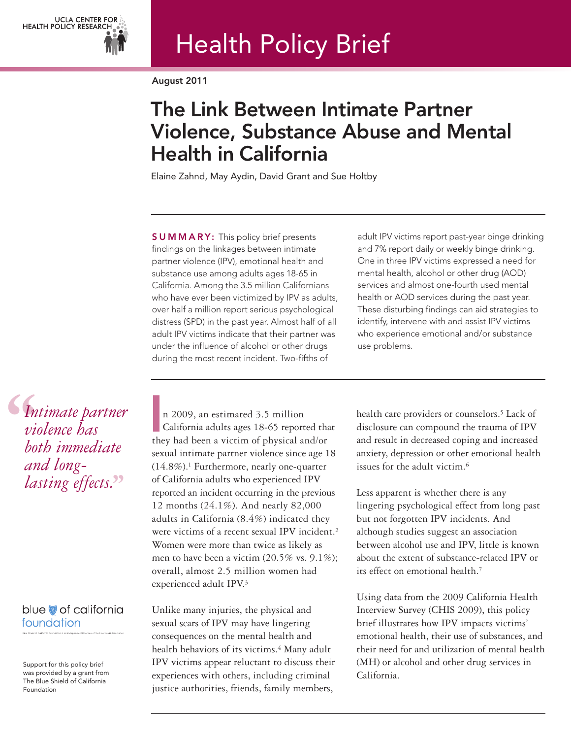UCLA CENTER FOR HEALTH POLICY RESEARCH

# Health Policy Brief

August 2011

## The Link Between Intimate Partner Violence, Substance Abuse and Mental Health in California

Elaine Zahnd, May Aydin, David Grant and Sue Holtby

**SUMMARY:** This policy brief presents findings on the linkages between intimate partner violence (IPV), emotional health and substance use among adults ages 18-65 in California. Among the 3.5 million Californians who have ever been victimized by IPV as adults, over half a million report serious psychological distress (SPD) in the past year. Almost half of all adult IPV victims indicate that their partner was under the influence of alcohol or other drugs during the most recent incident. Two-fifths of adult IPV victims report past-year binge drinking and 7% report daily or weekly binge drinking. One in three IPV victims expressed a need for mental health, alcohol or other drug (AOD) services and almost one-fourth used mental health or AOD services during the past year. These disturbing findings can aid strategies to identify, intervene with and assist IPV victims who experience emotional and/or substance use problems.

> *"Intimate partner violence has both immediate and long-lasting effects."*

In 2009, an estimated 3.5 million California adults ages 18-65 reported that they had been a victim of physical and/or sexual intimate partner violence since age 18 (14.8%).[1] Furthermore, nearly one-quarter of California adults who experienced IPV reported an incident occurring in the previous 12 months (24.1%). And nearly 82,000 adults in California (8.4%) indicated they were victims of a recent sexual IPV incident.[2] Women were more than twice as likely as men to have been a victim (20.5% vs. 9.1%); overall, almost 2.5 million women had experienced adult IPV.[3]

Unlike many injuries, the physical and sexual scars of IPV may have lingering consequences on the mental health and health behaviors of its victims.[4] Many adult IPV victims appear reluctant to discuss their experiences with others, including criminal justice authorities, friends, family members, health care providers or counselors.[5] Lack of disclosure can compound the trauma of IPV and result in decreased coping and increased anxiety, depression or other emotional health issues for the adult victim.[6]

Less apparent is whether there is any lingering psychological effect from long past but not forgotten IPV incidents. And although studies suggest an association between alcohol use and IPV, little is known about the extent of substance-related IPV or its effect on emotional health.[7]

Using data from the 2009 California Health Interview Survey (CHIS 2009), this policy brief illustrates how IPV impacts victims' emotional health, their use of substances, and their need for and utilization of mental health (MH) or alcohol and other drug services in California.

blue of california foundation

Support for this policy brief was provided by a grant from The Blue Shield of California Foundation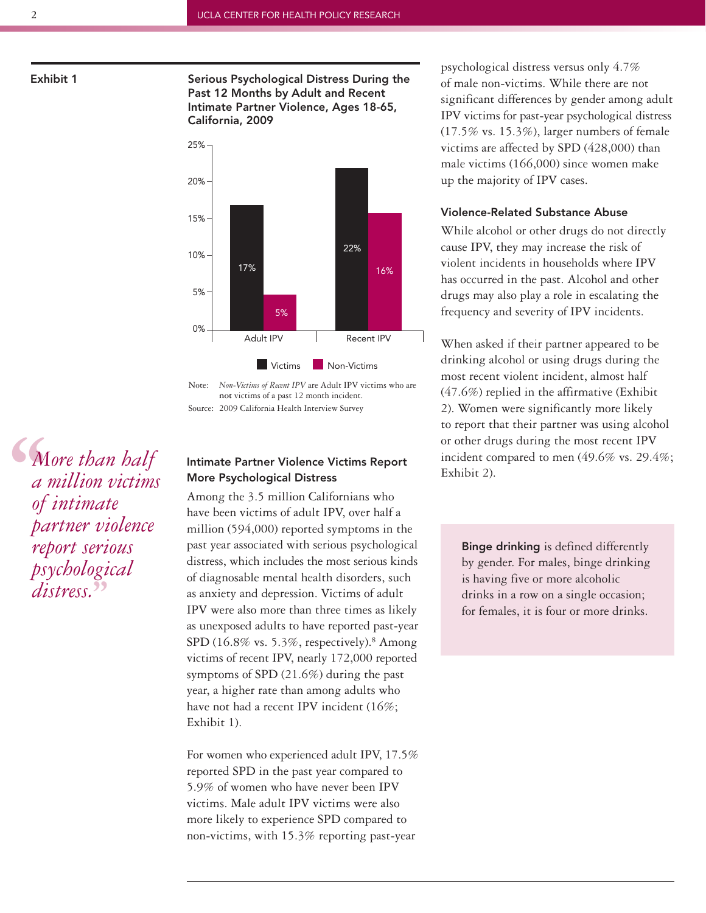**Exhibit 1**

**Serious Psychological Distress During the Past 12 Months by Adult and Recent Intimate Partner Violence, Ages 18-65, California, 2009**

| | Victims | Non-Victims |
|---|---|---|
| Adult IPV | 17% | 5% |
| Recent IPV | 22% | 16% |

Note: *Non-Victims of Recent IPV* are Adult IPV victims who are **not** victims of a past 12 month incident.

Source: 2009 California Health Interview Survey

> *"More than half a million victims of intimate partner violence report serious psychological distress."*

### Intimate Partner Violence Victims Report More Psychological Distress

Among the 3.5 million Californians who have been victims of adult IPV, over half a million (594,000) reported symptoms in the past year associated with serious psychological distress, which includes the most serious kinds of diagnosable mental health disorders, such as anxiety and depression. Victims of adult IPV were also more than three times as likely as unexposed adults to have reported past-year SPD (16.8% vs. 5.3%, respectively).[8] Among victims of recent IPV, nearly 172,000 reported symptoms of SPD (21.6%) during the past year, a higher rate than among adults who have not had a recent IPV incident (16%; Exhibit 1).

For women who experienced adult IPV, 17.5% reported SPD in the past year compared to 5.9% of women who have never been IPV victims. Male adult IPV victims were also more likely to experience SPD compared to non-victims, with 15.3% reporting past-year psychological distress versus only 4.7% of male non-victims. While there are not significant differences by gender among adult IPV victims for past-year psychological distress (17.5% vs. 15.3%), larger numbers of female victims are affected by SPD (428,000) than male victims (166,000) since women make up the majority of IPV cases.

### Violence-Related Substance Abuse

While alcohol or other drugs do not directly cause IPV, they may increase the risk of violent incidents in households where IPV has occurred in the past. Alcohol and other drugs may also play a role in escalating the frequency and severity of IPV incidents.

When asked if their partner appeared to be drinking alcohol or using drugs during the most recent violent incident, almost half (47.6%) replied in the affirmative (Exhibit 2). Women were significantly more likely to report that their partner was using alcohol or other drugs during the most recent IPV incident compared to men (49.6% vs. 29.4%; Exhibit 2).

> **Binge drinking** is defined differently by gender. For males, binge drinking is having five or more alcoholic drinks in a row on a single occasion; for females, it is four or more drinks.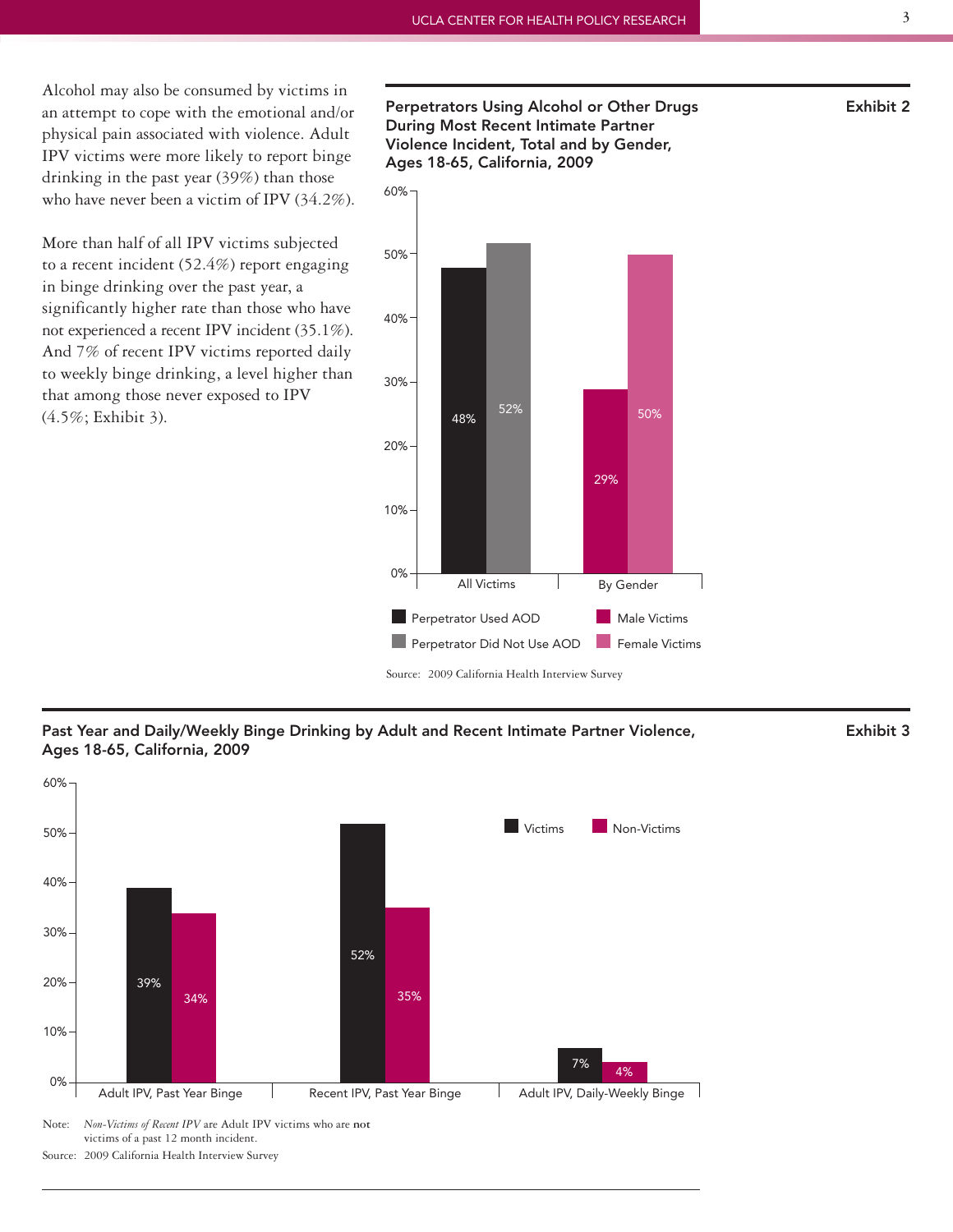Alcohol may also be consumed by victims in an attempt to cope with the emotional and/or physical pain associated with violence. Adult IPV victims were more likely to report binge drinking in the past year (39%) than those who have never been a victim of IPV (34.2%).

More than half of all IPV victims subjected to a recent incident (52.4%) report engaging in binge drinking over the past year, a significantly higher rate than those who have not experienced a recent IPV incident (35.1%). And 7% of recent IPV victims reported daily to weekly binge drinking, a level higher than that among those never exposed to IPV (4.5%; Exhibit 3).

**Exhibit 2**

**Perpetrators Using Alcohol or Other Drugs During Most Recent Intimate Partner Violence Incident, Total and by Gender, Ages 18-65, California, 2009**

| All Victims | |
|---|---|
| Perpetrator Used AOD | 48% |
| Perpetrator Did Not Use AOD | 52% |

| By Gender | |
|---|---|
| Male Victims | 29% |
| Female Victims | 50% |

Source: 2009 California Health Interview Survey

**Exhibit 3**

**Past Year and Daily/Weekly Binge Drinking by Adult and Recent Intimate Partner Violence, Ages 18-65, California, 2009**

| | Victims | Non-Victims |
|---|---|---|
| Adult IPV, Past Year Binge | 39% | 34% |
| Recent IPV, Past Year Binge | 52% | 35% |
| Adult IPV, Daily-Weekly Binge | 7% | 4% |

Note: *Non-Victims of Recent IPV* are Adult IPV victims who are **not** victims of a past 12 month incident.

Source: 2009 California Health Interview Survey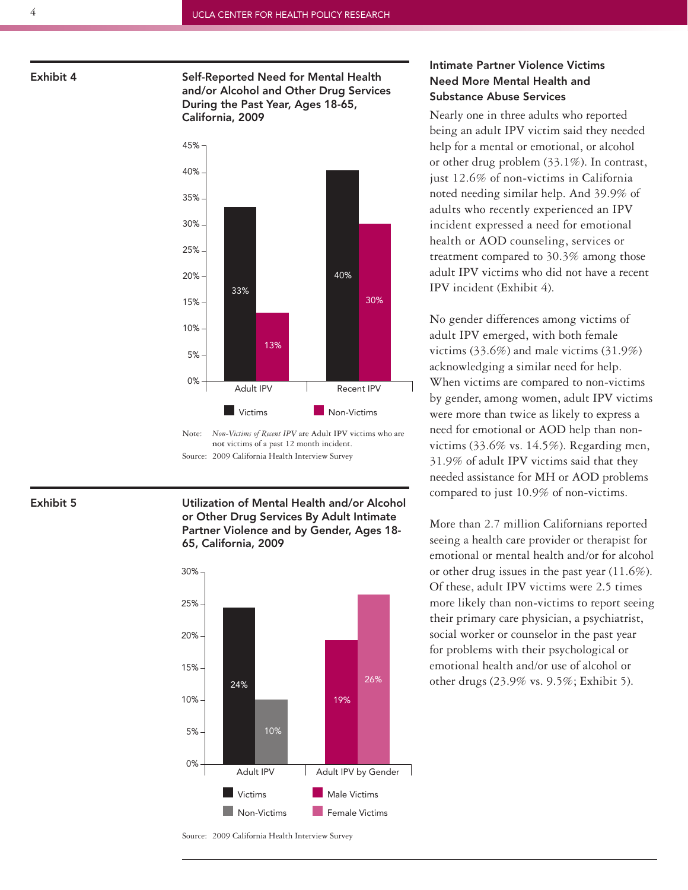## Exhibit 4

**Self-Reported Need for Mental Health and/or Alcohol and Other Drug Services During the Past Year, Ages 18-65, California, 2009**

| | Victims | Non-Victims |
|---|---|---|
| Adult IPV | 33% | 13% |
| Recent IPV | 40% | 30% |

Note: *Non-Victims of Recent IPV* are Adult IPV victims who are **not** victims of a past 12 month incident.

Source: 2009 California Health Interview Survey

## Exhibit 5

**Utilization of Mental Health and/or Alcohol or Other Drug Services By Adult Intimate Partner Violence and by Gender, Ages 18-65, California, 2009**

| | Victims | Non-Victims |
|---|---|---|
| Adult IPV | 24% | 10% |

| | Male Victims | Female Victims |
|---|---|---|
| Adult IPV by Gender | 19% | 26% |

Source: 2009 California Health Interview Survey

### Intimate Partner Violence Victims Need More Mental Health and Substance Abuse Services

Nearly one in three adults who reported being an adult IPV victim said they needed help for a mental or emotional, or alcohol or other drug problem (33.1%). In contrast, just 12.6% of non-victims in California noted needing similar help. And 39.9% of adults who recently experienced an IPV incident expressed a need for emotional health or AOD counseling, services or treatment compared to 30.3% among those adult IPV victims who did not have a recent IPV incident (Exhibit 4).

No gender differences among victims of adult IPV emerged, with both female victims (33.6%) and male victims (31.9%) acknowledging a similar need for help. When victims are compared to non-victims by gender, among women, adult IPV victims were more than twice as likely to express a need for emotional or AOD help than non-victims (33.6% vs. 14.5%). Regarding men, 31.9% of adult IPV victims said that they needed assistance for MH or AOD problems compared to just 10.9% of non-victims.

More than 2.7 million Californians reported seeing a health care provider or therapist for emotional or mental health and/or for alcohol or other drug issues in the past year (11.6%). Of these, adult IPV victims were 2.5 times more likely than non-victims to report seeing their primary care physician, a psychiatrist, social worker or counselor in the past year for problems with their psychological or emotional health and/or use of alcohol or other drugs (23.9% vs. 9.5%; Exhibit 5).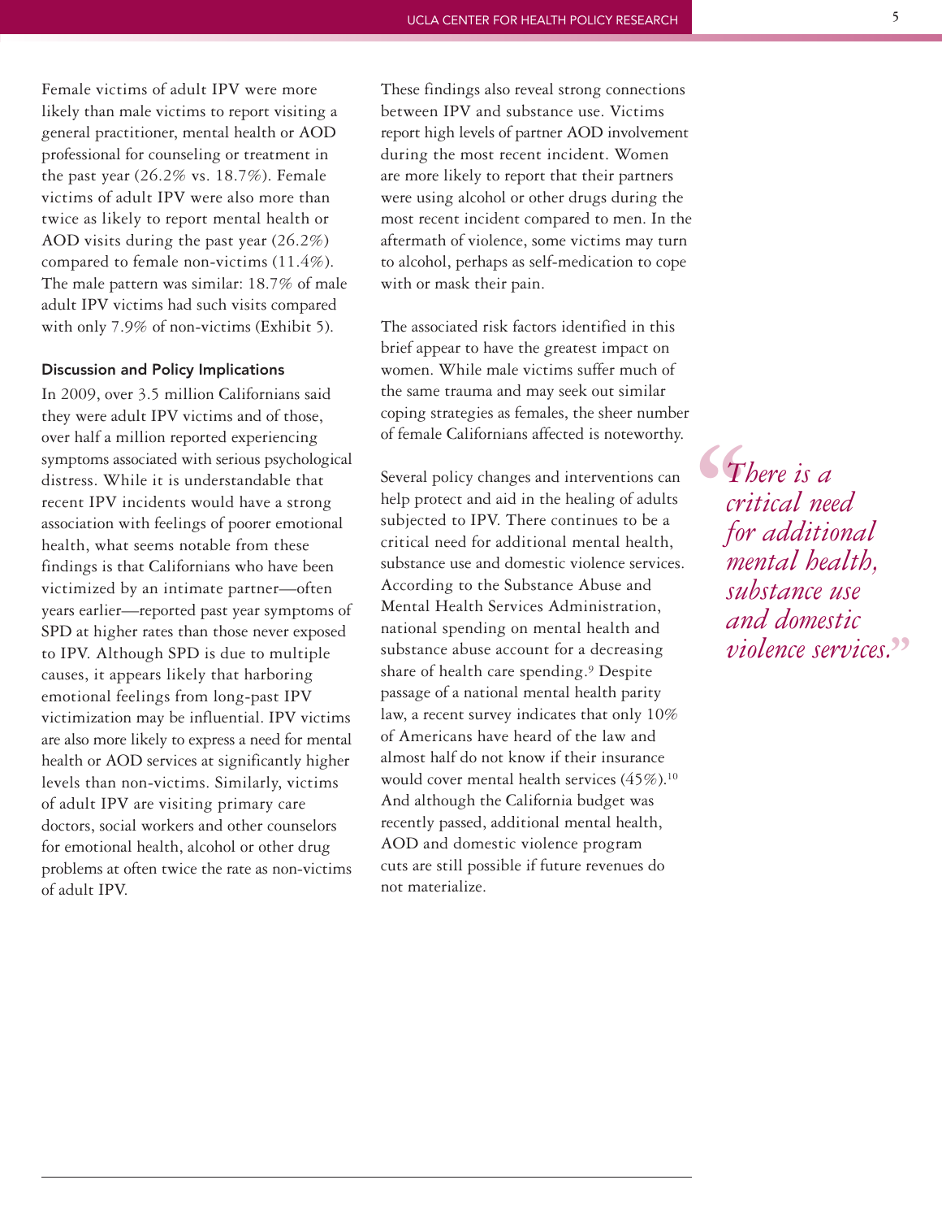Female victims of adult IPV were more likely than male victims to report visiting a general practitioner, mental health or AOD professional for counseling or treatment in the past year (26.2% vs. 18.7%). Female victims of adult IPV were also more than twice as likely to report mental health or AOD visits during the past year (26.2%) compared to female non-victims (11.4%). The male pattern was similar: 18.7% of male adult IPV victims had such visits compared with only 7.9% of non-victims (Exhibit 5).

### Discussion and Policy Implications

In 2009, over 3.5 million Californians said they were adult IPV victims and of those, over half a million reported experiencing symptoms associated with serious psychological distress. While it is understandable that recent IPV incidents would have a strong association with feelings of poorer emotional health, what seems notable from these findings is that Californians who have been victimized by an intimate partner—often years earlier—reported past year symptoms of SPD at higher rates than those never exposed to IPV. Although SPD is due to multiple causes, it appears likely that harboring emotional feelings from long-past IPV victimization may be influential. IPV victims are also more likely to express a need for mental health or AOD services at significantly higher levels than non-victims. Similarly, victims of adult IPV are visiting primary care doctors, social workers and other counselors for emotional health, alcohol or other drug problems at often twice the rate as non-victims of adult IPV.

These findings also reveal strong connections between IPV and substance use. Victims report high levels of partner AOD involvement during the most recent incident. Women are more likely to report that their partners were using alcohol or other drugs during the most recent incident compared to men. In the aftermath of violence, some victims may turn to alcohol, perhaps as self-medication to cope with or mask their pain.

The associated risk factors identified in this brief appear to have the greatest impact on women. While male victims suffer much of the same trauma and may seek out similar coping strategies as females, the sheer number of female Californians affected is noteworthy.

Several policy changes and interventions can help protect and aid in the healing of adults subjected to IPV. There continues to be a critical need for additional mental health, substance use and domestic violence services. According to the Substance Abuse and Mental Health Services Administration, national spending on mental health and substance abuse account for a decreasing share of health care spending.[9] Despite passage of a national mental health parity law, a recent survey indicates that only 10% of Americans have heard of the law and almost half do not know if their insurance would cover mental health services (45%).[10] And although the California budget was recently passed, additional mental health, AOD and domestic violence program cuts are still possible if future revenues do not materialize.

> *"There is a critical need for additional mental health, substance use and domestic violence services."*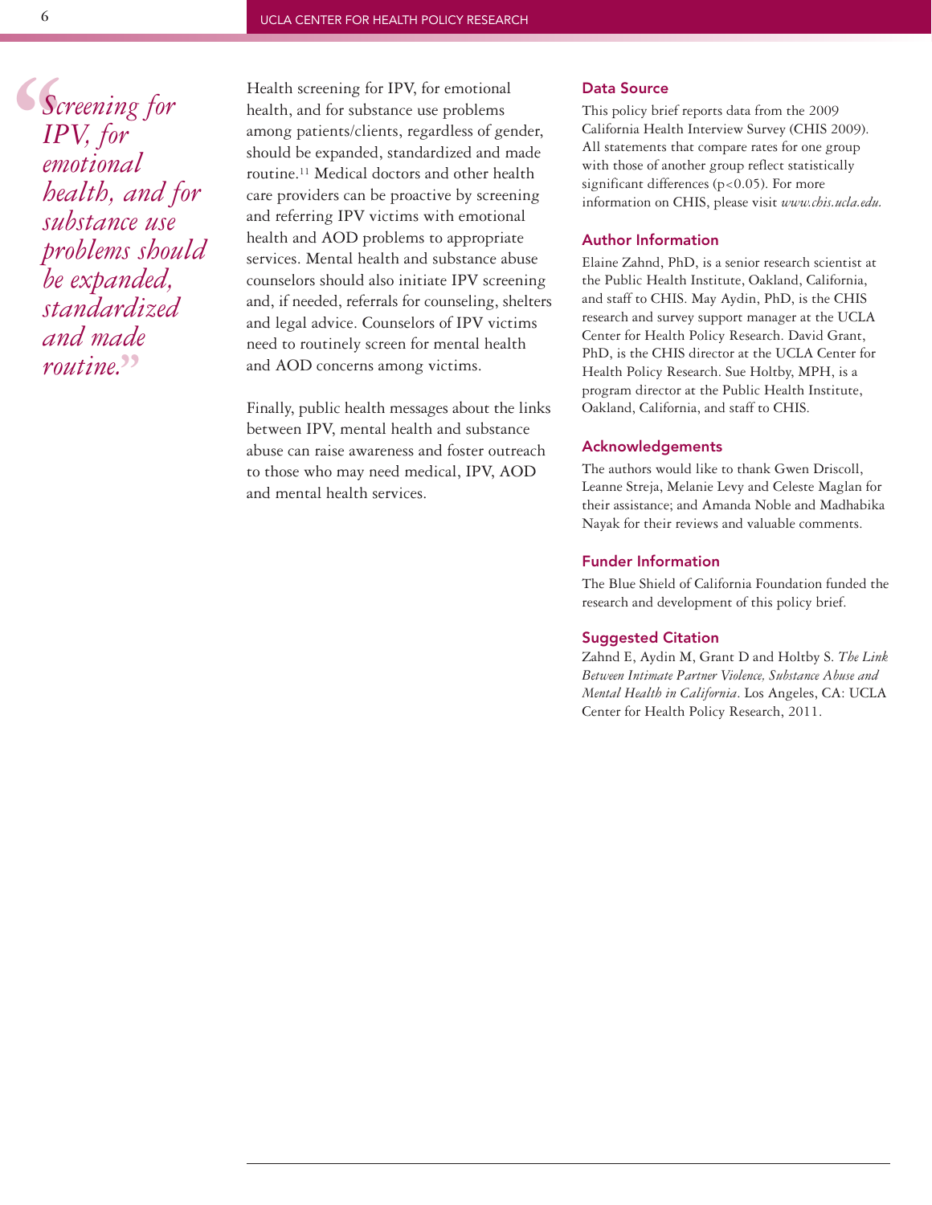> *"Screening for IPV, for emotional health, and for substance use problems should be expanded, standardized and made routine."*

Health screening for IPV, for emotional health, and for substance use problems among patients/clients, regardless of gender, should be expanded, standardized and made routine.[11] Medical doctors and other health care providers can be proactive by screening and referring IPV victims with emotional health and AOD problems to appropriate services. Mental health and substance abuse counselors should also initiate IPV screening and, if needed, referrals for counseling, shelters and legal advice. Counselors of IPV victims need to routinely screen for mental health and AOD concerns among victims.

Finally, public health messages about the links between IPV, mental health and substance abuse can raise awareness and foster outreach to those who may need medical, IPV, AOD and mental health services.

## Data Source

This policy brief reports data from the 2009 California Health Interview Survey (CHIS 2009). All statements that compare rates for one group with those of another group reflect statistically significant differences ($p<0.05$). For more information on CHIS, please visit *www.chis.ucla.edu.*

## Author Information

Elaine Zahnd, PhD, is a senior research scientist at the Public Health Institute, Oakland, California, and staff to CHIS. May Aydin, PhD, is the CHIS research and survey support manager at the UCLA Center for Health Policy Research. David Grant, PhD, is the CHIS director at the UCLA Center for Health Policy Research. Sue Holtby, MPH, is a program director at the Public Health Institute, Oakland, California, and staff to CHIS.

## Acknowledgements

The authors would like to thank Gwen Driscoll, Leanne Streja, Melanie Levy and Celeste Maglan for their assistance; and Amanda Noble and Madhabika Nayak for their reviews and valuable comments.

## Funder Information

The Blue Shield of California Foundation funded the research and development of this policy brief.

## Suggested Citation

Zahnd E, Aydin M, Grant D and Holtby S. *The Link Between Intimate Partner Violence, Substance Abuse and Mental Health in California*. Los Angeles, CA: UCLA Center for Health Policy Research, 2011.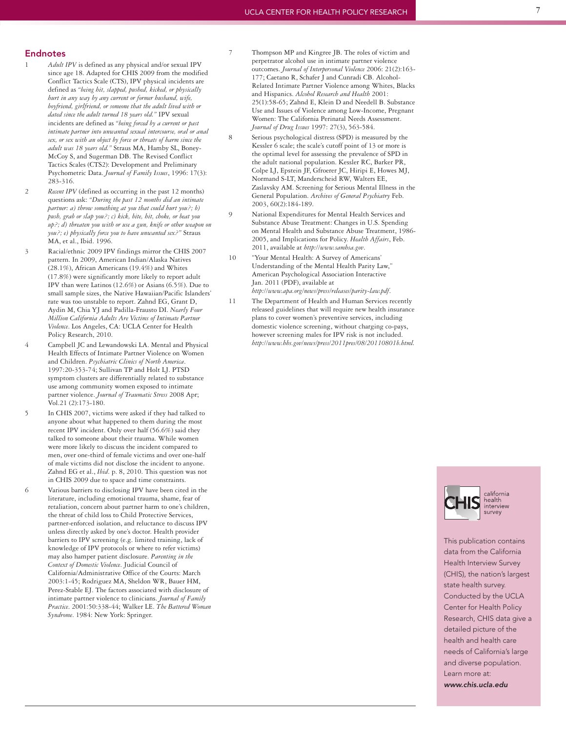## Endnotes

1. *Adult IPV* is defined as any physical and/or sexual IPV since age 18. Adapted for CHIS 2009 from the modified Conflict Tactics Scale (CTS), IPV physical incidents are defined as *"being hit, slapped, pushed, kicked, or physically hurt in any way by any current or former husband, wife, boyfriend, girlfriend, or someone that the adult lived with or dated since the adult turned 18 years old."* IPV sexual incidents are defined as *"being forced by a current or past intimate partner into unwanted sexual intercourse, oral or anal sex, or sex with an object by force or threats of harm since the adult was 18 years old."* Straus MA, Hamby SL, Boney-McCoy S, and Sugerman DB. The Revised Conflict Tactics Scales (CTS2): Development and Preliminary Psychometric Data. *Journal of Family Issues*, 1996: 17(3): 283-316.

2. *Recent IPV* (defined as occurring in the past 12 months) questions ask: *"During the past 12 months did an intimate partner: a) throw something at you that could hurt you?; b) push, grab or slap you?; c) kick, bite, hit, choke, or beat you up?; d) threaten you with or use a gun, knife or other weapon on you?; e) physically force you to have unwanted sex?"* Straus MA, et al., Ibid. 1996.

3. Racial/ethnic 2009 IPV findings mirror the CHIS 2007 pattern. In 2009, American Indian/Alaska Natives (28.1%), African Americans (19.4%) and Whites (17.8%) were significantly more likely to report adult IPV than were Latinos (12.6%) or Asians (6.5%). Due to small sample sizes, the Native Hawaiian/Pacific Islanders' rate was too unstable to report. Zahnd EG, Grant D, Aydin M, Chia YJ and Padilla-Frausto DI. *Nearly Four Million California Adults Are Victims of Intimate Partner Violence*. Los Angeles, CA: UCLA Center for Health Policy Research, 2010.

4. Campbell JC and Lewandowski LA. Mental and Physical Health Effects of Intimate Partner Violence on Women and Children. *Psychiatric Clinics of North America*. 1997:20-353-74; Sullivan TP and Holt LJ. PTSD symptom clusters are differentially related to substance use among community women exposed to intimate partner violence. *Journal of Traumatic Stress* 2008 Apr; Vol.21 (2):173-180.

5. In CHIS 2007, victims were asked if they had talked to anyone about what happened to them during the most recent IPV incident. Only over half (56.6%) said they talked to someone about their trauma. While women were more likely to discuss the incident compared to men, over one-third of female victims and over one-half of male victims did not disclose the incident to anyone. Zahnd EG et al., *Ibid*. p. 8, 2010. This question was not in CHIS 2009 due to space and time constraints.

6. Various barriers to disclosing IPV have been cited in the literature, including emotional trauma, shame, fear of retaliation, concern about partner harm to one's children, the threat of child loss to Child Protective Services, partner-enforced isolation, and reluctance to discuss IPV unless directly asked by one's doctor. Health provider barriers to IPV screening (e.g. limited training, lack of knowledge of IPV protocols or where to refer victims) may also hamper patient disclosure. *Parenting in the Context of Domestic Violence*. Judicial Council of California/Administrative Office of the Courts: March 2003:1-45; Rodriguez MA, Sheldon WR, Bauer HM, Perez-Stable EJ. The factors associated with disclosure of intimate partner violence to clinicians. *Journal of Family Practice*. 2001:50:338-44; Walker LE. *The Battered Woman Syndrome*. 1984: New York: Springer.

7. Thompson MP and Kingree JB. The roles of victim and perpetrator alcohol use in intimate partner violence outcomes. *Journal of Interpersonal Violence* 2006: 21(2):163-177; Caetano R, Schafer J and Cunradi CB. Alcohol-Related Intimate Partner Violence among Whites, Blacks and Hispanics. *Alcohol Research and Health* 2001: 25(1):58-65; Zahnd E, Klein D and Needell B. Substance Use and Issues of Violence among Low-Income, Pregnant Women: The California Perinatal Needs Assessment. *Journal of Drug Issues* 1997: 27(3), 563-584.

8. Serious psychological distress (SPD) is measured by the Kessler 6 scale; the scale's cutoff point of 13 or more is the optimal level for assessing the prevalence of SPD in the adult national population. Kessler RC, Barker PR, Colpe LJ, Epstein JF, Gfroerer JC, Hiripi E, Howes MJ, Normand S-LT, Manderscheid RW, Walters EE, Zaslavsky AM. Screening for Serious Mental Illness in the General Population. *Archives of General Psychiatry* Feb. 2003, 60(2):184-189.

9. National Expenditures for Mental Health Services and Substance Abuse Treatment: Changes in U.S. Spending on Mental Health and Substance Abuse Treatment, 1986-2005, and Implications for Policy. *Health Affairs*, Feb. 2011, available at *http://www.samhsa.gov*.

10. "Your Mental Health: A Survey of Americans' Understanding of the Mental Health Parity Law," American Psychological Association Interactive Jan. 2011 (PDF), available at *http://www.apa.org/news/press/releases/parity-law.pdf*.

11. The Department of Health and Human Services recently released guidelines that will require new health insurance plans to cover women's preventive services, including domestic violence screening, without charging co-pays, however screening males for IPV risk is not included. *http://www.hhs.gov/news/press/2011pres/08/20110801b.html.*

CHIS california health interview survey

This publication contains data from the California Health Interview Survey (CHIS), the nation's largest state health survey. Conducted by the UCLA Center for Health Policy Research, CHIS data give a detailed picture of the health and health care needs of California's large and diverse population. Learn more at: ***www.chis.ucla.edu***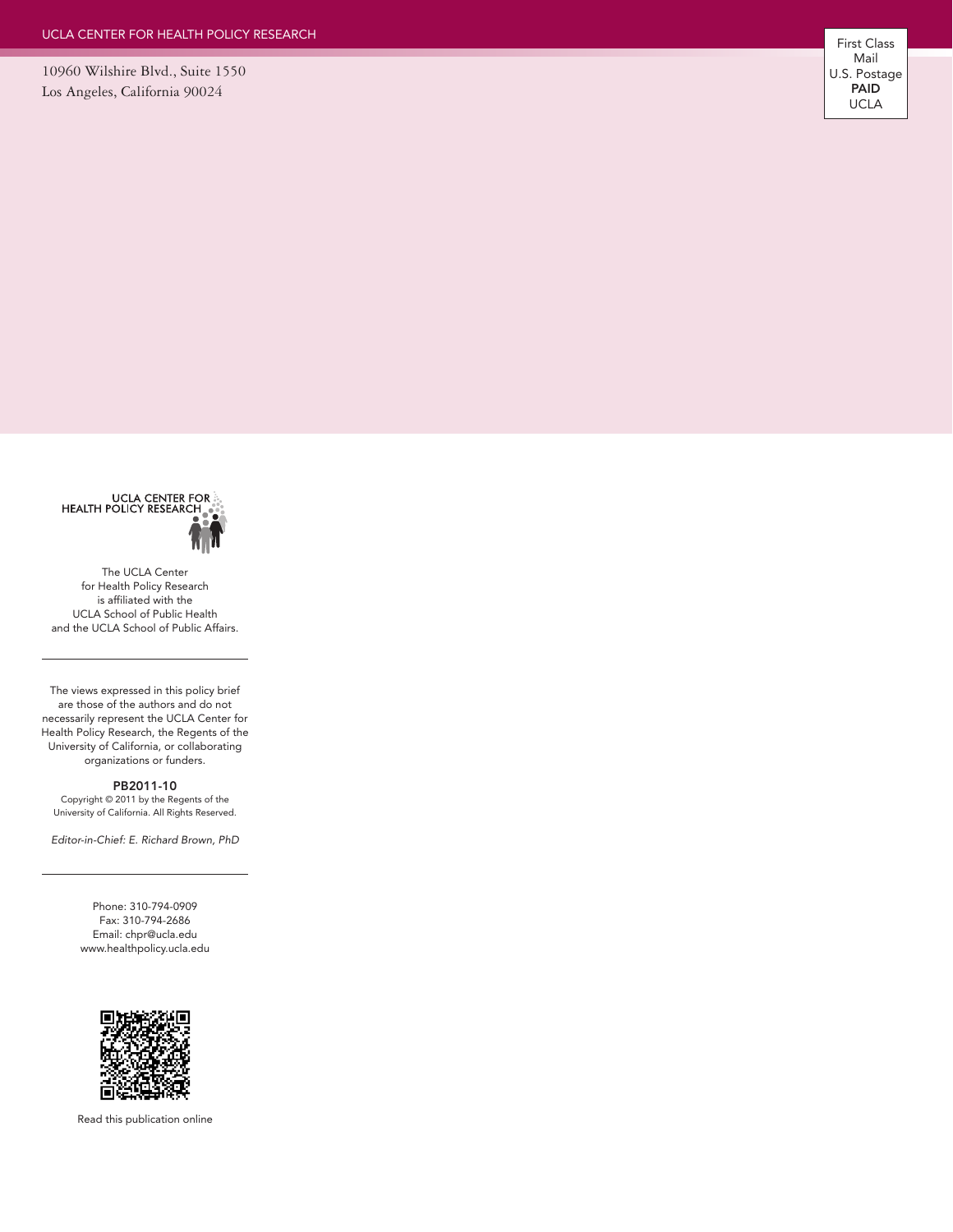UCLA CENTER FOR HEALTH POLICY RESEARCH

10960 Wilshire Blvd., Suite 1550
Los Angeles, California 90024

First Class Mail
U.S. Postage
**PAID**
UCLA

UCLA CENTER FOR HEALTH POLICY RESEARCH

The UCLA Center for Health Policy Research is affiliated with the UCLA School of Public Health and the UCLA School of Public Affairs.

The views expressed in this policy brief are those of the authors and do not necessarily represent the UCLA Center for Health Policy Research, the Regents of the University of California, or collaborating organizations or funders.

**PB2011-10**
Copyright © 2011 by the Regents of the University of California. All Rights Reserved.

*Editor-in-Chief: E. Richard Brown, PhD*

Phone: 310-794-0909
Fax: 310-794-2686
Email: chpr@ucla.edu
www.healthpolicy.ucla.edu

Read this publication online